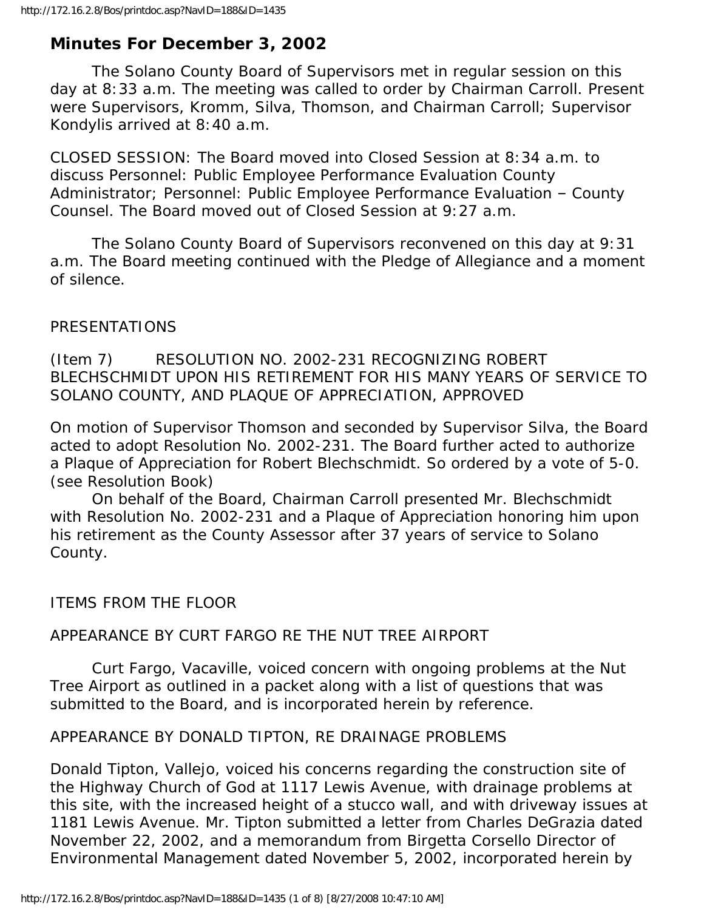## Minutes For December 3, 2002

The Solano County Board of Supervisors met in regular session on this day at 8:33 a.m. The meeting was called to order by Chairman Carroll. Present were Supervisors, Kromm, Silva, Thomson, and Chairman Carroll; Supervisor Kondylis arrived at 8:40 a.m.

CLOSED SESSION: The Board moved into Closed Session at 8:34 a.m. to discuss Personnel: Public Employee Performance Evaluation County Administrator; Personnel: Public Employee Performance Evaluation – County Counsel. The Board moved out of Closed Session at 9:27 a.m.

The Solano County Board of Supervisors reconvened on this day at 9:31 a.m. The Board meeting continued with the Pledge of Allegiance and a moment of silence.

PRESENTATIONS

(Item 7) RESOLUTION NO. 2002-231 RECOGNIZING ROBERT BLECHSCHMIDT UPON HIS RETIREMENT FOR HIS MANY YEARS OF SERVICE TO SOLANO COUNTY, AND PLAQUE OF APPRECIATION, APPROVED

On motion of Supervisor Thomson and seconded by Supervisor Silva, the Board acted to adopt Resolution No. 2002-231. The Board further acted to authorize a Plaque of Appreciation for Robert Blechschmidt. So ordered by a vote of 5-0. (see Resolution Book)

On behalf of the Board, Chairman Carroll presented Mr. Blechschmidt with Resolution No. 2002-231 and a Plaque of Appreciation honoring him upon his retirement as the County Assessor after 37 years of service to Solano County.

ITEMS FROM THE FLOOR

APPEARANCE BY CURT FARGO RE THE NUT TREE AIRPORT

Curt Fargo, Vacaville, voiced concern with ongoing problems at the Nut Tree Airport as outlined in a packet along with a list of questions that was submitted to the Board, and is incorporated herein by reference.

APPEARANCE BY DONALD TIPTON, RE DRAINAGE PROBLEMS

Donald Tipton, Vallejo, voiced his concerns regarding the construction site of the Highway Church of God at 1117 Lewis Avenue, with drainage problems at this site, with the increased height of a stucco wall, and with driveway issues at 1181 Lewis Avenue. Mr. Tipton submitted a letter from Charles DeGrazia dated November 22, 2002, and a memorandum from Birgetta Corsello Director of Environmental Management dated November 5, 2002, incorporated herein by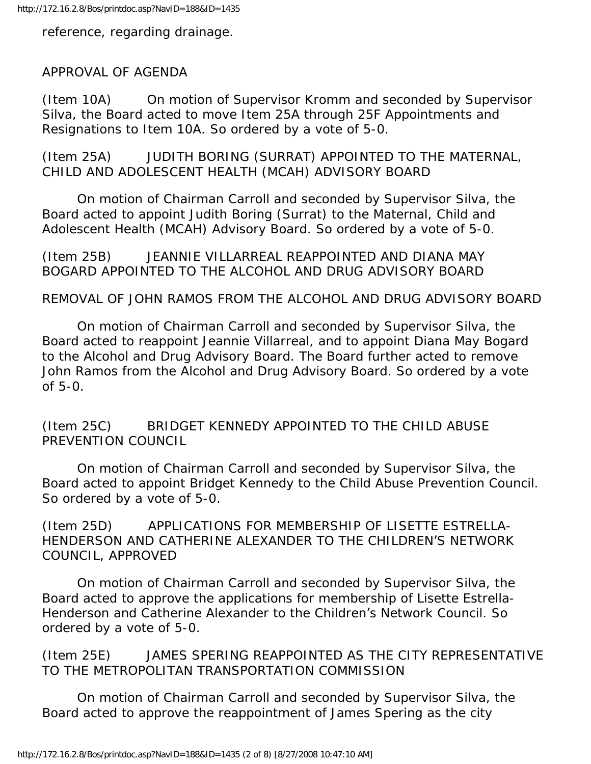reference, regarding drainage.

APPROVAL OF AGENDA

(Item 10A) On motion of Supervisor Kromm and seconded by Supervisor Silva, the Board acted to move Item 25A through 25F Appointments and Resignations to Item 10A. So ordered by a vote of 5-0.

(Item 25A) JUDITH BORING (SURRAT) APPOINTED TO THE MATERNAL, CHILD AND ADOLESCENT HEALTH (MCAH) ADVISORY BOARD

On motion of Chairman Carroll and seconded by Supervisor Silva, the Board acted to appoint Judith Boring (Surrat) to the Maternal, Child and Adolescent Health (MCAH) Advisory Board. So ordered by a vote of 5-0.

(Item 25B) JEANNIE VILLARREAL REAPPOINTED AND DIANA MAY BOGARD APPOINTED TO THE ALCOHOL AND DRUG ADVISORY BOARD

REMOVAL OF JOHN RAMOS FROM THE ALCOHOL AND DRUG ADVISORY BOARD

On motion of Chairman Carroll and seconded by Supervisor Silva, the Board acted to reappoint Jeannie Villarreal, and to appoint Diana May Bogard to the Alcohol and Drug Advisory Board. The Board further acted to remove John Ramos from the Alcohol and Drug Advisory Board. So ordered by a vote of 5-0.

(Item 25C) BRIDGET KENNEDY APPOINTED TO THE CHILD ABUSE PREVENTION COUNCIL

On motion of Chairman Carroll and seconded by Supervisor Silva, the Board acted to appoint Bridget Kennedy to the Child Abuse Prevention Council. So ordered by a vote of 5-0.

(Item 25D) APPLICATIONS FOR MEMBERSHIP OF LISETTE ESTRELLA-HENDERSON AND CATHERINE ALEXANDER TO THE CHILDREN'S NETWORK COUNCIL, APPROVED

On motion of Chairman Carroll and seconded by Supervisor Silva, the Board acted to approve the applications for membership of Lisette Estrella-Henderson and Catherine Alexander to the Children's Network Council. So ordered by a vote of 5-0.

(Item 25E) JAMES SPERING REAPPOINTED AS THE CITY REPRESENTATIVE TO THE METROPOLITAN TRANSPORTATION COMMISSION

On motion of Chairman Carroll and seconded by Supervisor Silva, the Board acted to approve the reappointment of James Spering as the city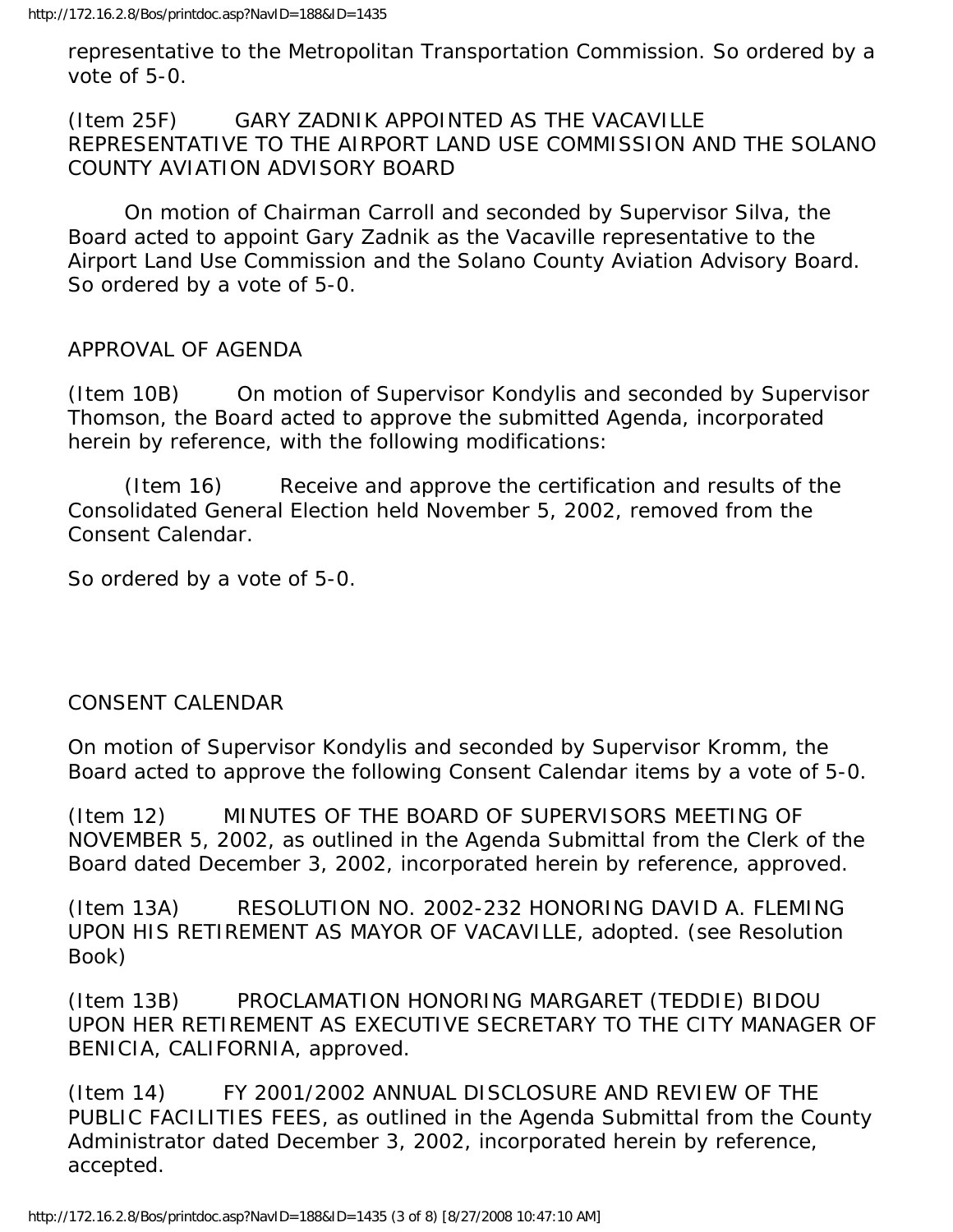representative to the Metropolitan Transportation Commission. So ordered by a vote of 5-0.

(Item 25F) GARY ZADNIK APPOINTED AS THE VACAVILLE REPRESENTATIVE TO THE AIRPORT LAND USE COMMISSION AND THE SOLANO COUNTY AVIATION ADVISORY BOARD

On motion of Chairman Carroll and seconded by Supervisor Silva, the Board acted to appoint Gary Zadnik as the Vacaville representative to the Airport Land Use Commission and the Solano County Aviation Advisory Board. So ordered by a vote of 5-0.

APPROVAL OF AGENDA

(Item 10B) On motion of Supervisor Kondylis and seconded by Supervisor Thomson, the Board acted to approve the submitted Agenda, incorporated herein by reference, with the following modifications:

(Item 16) Receive and approve the certification and results of the Consolidated General Election held November 5, 2002, removed from the Consent Calendar.

So ordered by a vote of 5-0.

CONSENT CALENDAR

On motion of Supervisor Kondylis and seconded by Supervisor Kromm, the Board acted to approve the following Consent Calendar items by a vote of 5-0.

(Item 12) MINUTES OF THE BOARD OF SUPERVISORS MEETING OF NOVEMBER 5, 2002, as outlined in the Agenda Submittal from the Clerk of the Board dated December 3, 2002, incorporated herein by reference, approved.

(Item 13A) RESOLUTION NO. 2002-232 HONORING DAVID A. FLEMING UPON HIS RETIREMENT AS MAYOR OF VACAVILLE, adopted. (see Resolution Book)

(Item 13B) PROCLAMATION HONORING MARGARET (TEDDIE) BIDOU UPON HER RETIREMENT AS EXECUTIVE SECRETARY TO THE CITY MANAGER OF BENICIA, CALIFORNIA, approved.

(Item 14) FY 2001/2002 ANNUAL DISCLOSURE AND REVIEW OF THE PUBLIC FACILITIES FEES, as outlined in the Agenda Submittal from the County Administrator dated December 3, 2002, incorporated herein by reference, accepted.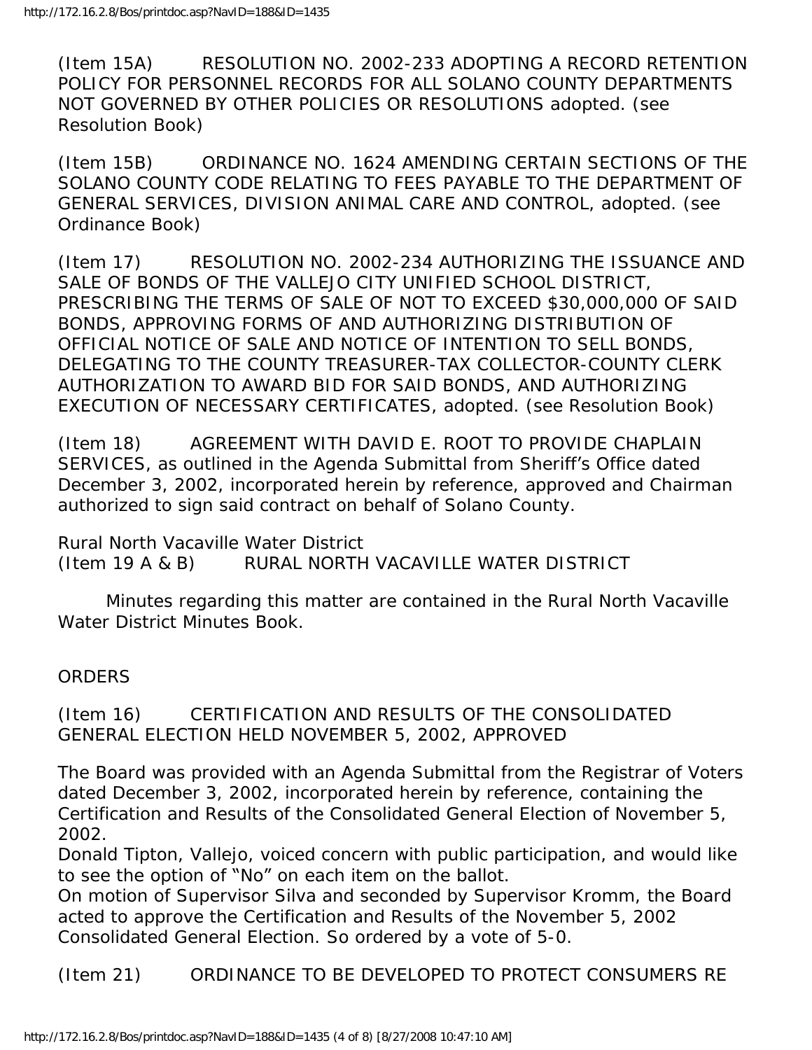(Item 15A) RESOLUTION NO. 2002-233 ADOPTING A RECORD RETENTION POLICY FOR PERSONNEL RECORDS FOR ALL SOLANO COUNTY DEPARTMENTS NOT GOVERNED BY OTHER POLICIES OR RESOLUTIONS adopted. (see Resolution Book)

(Item 15B) ORDINANCE NO. 1624 AMENDING CERTAIN SECTIONS OF THE SOLANO COUNTY CODE RELATING TO FEES PAYABLE TO THE DEPARTMENT OF GENERAL SERVICES, DIVISION ANIMAL CARE AND CONTROL, adopted. (see Ordinance Book)

(Item 17) RESOLUTION NO. 2002-234 AUTHORIZING THE ISSUANCE AND SALE OF BONDS OF THE VALLEJO CITY UNIFIED SCHOOL DISTRICT, PRESCRIBING THE TERMS OF SALE OF NOT TO EXCEED $30,000,000 OF SAID BONDS, APPROVING FORMS OF AND AUTHORIZING DISTRIBUTION OF OFFICIAL NOTICE OF SALE AND NOTICE OF INTENTION TO SELL BONDS, DELEGATING TO THE COUNTY TREASURER-TAX COLLECTOR-COUNTY CLERK AUTHORIZATION TO AWARD BID FOR SAID BONDS, AND AUTHORIZING EXECUTION OF NECESSARY CERTIFICATES, adopted. (see Resolution Book)

(Item 18) AGREEMENT WITH DAVID E. ROOT TO PROVIDE CHAPLAIN SERVICES, as outlined in the Agenda Submittal from Sheriff's Office dated December 3, 2002, incorporated herein by reference, approved and Chairman authorized to sign said contract on behalf of Solano County.

Rural North Vacaville Water District
(Item 19 A & B) RURAL NORTH VACAVILLE WATER DISTRICT

Minutes regarding this matter are contained in the Rural North Vacaville Water District Minutes Book.

ORDERS

(Item 16) CERTIFICATION AND RESULTS OF THE CONSOLIDATED GENERAL ELECTION HELD NOVEMBER 5, 2002, APPROVED

The Board was provided with an Agenda Submittal from the Registrar of Voters dated December 3, 2002, incorporated herein by reference, containing the Certification and Results of the Consolidated General Election of November 5, 2002.
Donald Tipton, Vallejo, voiced concern with public participation, and would like to see the option of "No" on each item on the ballot.
On motion of Supervisor Silva and seconded by Supervisor Kromm, the Board acted to approve the Certification and Results of the November 5, 2002 Consolidated General Election. So ordered by a vote of 5-0.

(Item 21) ORDINANCE TO BE DEVELOPED TO PROTECT CONSUMERS RE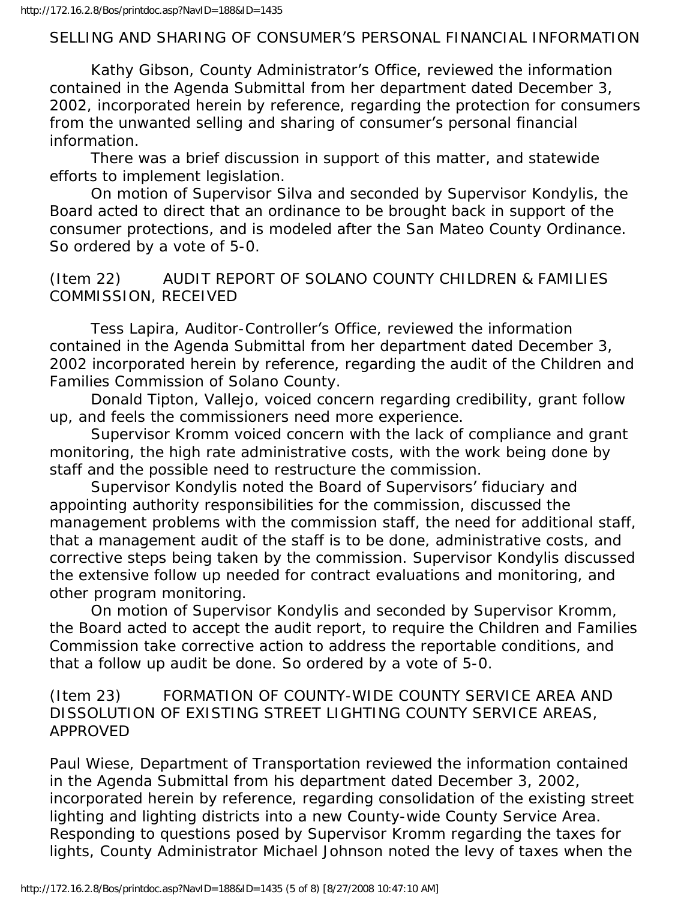SELLING AND SHARING OF CONSUMER'S PERSONAL FINANCIAL INFORMATION

Kathy Gibson, County Administrator's Office, reviewed the information contained in the Agenda Submittal from her department dated December 3, 2002, incorporated herein by reference, regarding the protection for consumers from the unwanted selling and sharing of consumer's personal financial information.

There was a brief discussion in support of this matter, and statewide efforts to implement legislation.

On motion of Supervisor Silva and seconded by Supervisor Kondylis, the Board acted to direct that an ordinance to be brought back in support of the consumer protections, and is modeled after the San Mateo County Ordinance. So ordered by a vote of 5-0.

(Item 22) AUDIT REPORT OF SOLANO COUNTY CHILDREN & FAMILIES COMMISSION, RECEIVED

Tess Lapira, Auditor-Controller's Office, reviewed the information contained in the Agenda Submittal from her department dated December 3, 2002 incorporated herein by reference, regarding the audit of the Children and Families Commission of Solano County.

Donald Tipton, Vallejo, voiced concern regarding credibility, grant follow up, and feels the commissioners need more experience.

Supervisor Kromm voiced concern with the lack of compliance and grant monitoring, the high rate administrative costs, with the work being done by staff and the possible need to restructure the commission.

Supervisor Kondylis noted the Board of Supervisors' fiduciary and appointing authority responsibilities for the commission, discussed the management problems with the commission staff, the need for additional staff, that a management audit of the staff is to be done, administrative costs, and corrective steps being taken by the commission. Supervisor Kondylis discussed the extensive follow up needed for contract evaluations and monitoring, and other program monitoring.

On motion of Supervisor Kondylis and seconded by Supervisor Kromm, the Board acted to accept the audit report, to require the Children and Families Commission take corrective action to address the reportable conditions, and that a follow up audit be done. So ordered by a vote of 5-0.

(Item 23) FORMATION OF COUNTY-WIDE COUNTY SERVICE AREA AND DISSOLUTION OF EXISTING STREET LIGHTING COUNTY SERVICE AREAS, APPROVED

Paul Wiese, Department of Transportation reviewed the information contained in the Agenda Submittal from his department dated December 3, 2002, incorporated herein by reference, regarding consolidation of the existing street lighting and lighting districts into a new County-wide County Service Area. Responding to questions posed by Supervisor Kromm regarding the taxes for lights, County Administrator Michael Johnson noted the levy of taxes when the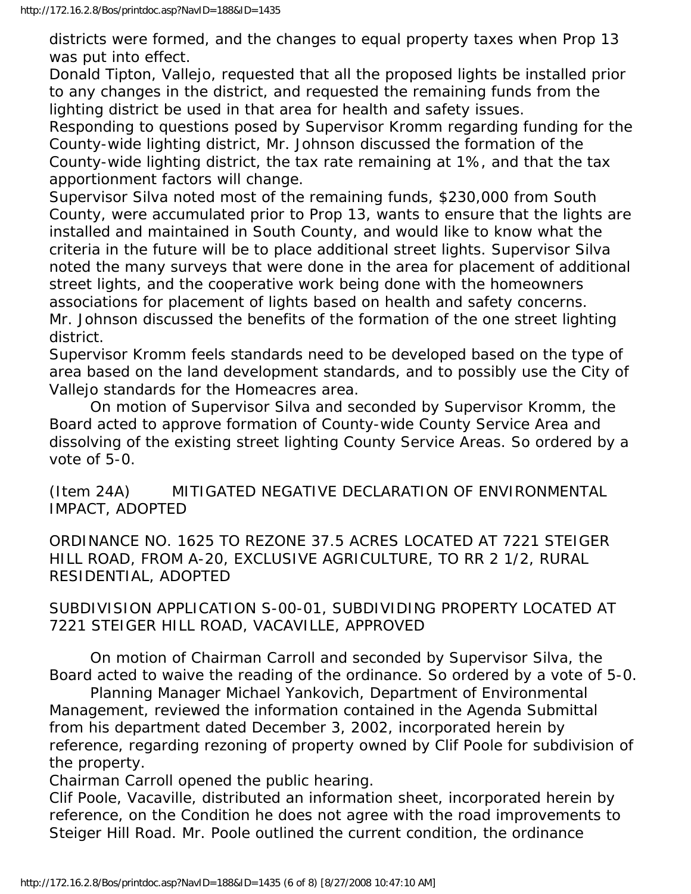districts were formed, and the changes to equal property taxes when Prop 13 was put into effect.

Donald Tipton, Vallejo, requested that all the proposed lights be installed prior to any changes in the district, and requested the remaining funds from the lighting district be used in that area for health and safety issues.

Responding to questions posed by Supervisor Kromm regarding funding for the County-wide lighting district, Mr. Johnson discussed the formation of the County-wide lighting district, the tax rate remaining at 1%, and that the tax apportionment factors will change.

Supervisor Silva noted most of the remaining funds, $230,000 from South County, were accumulated prior to Prop 13, wants to ensure that the lights are installed and maintained in South County, and would like to know what the criteria in the future will be to place additional street lights. Supervisor Silva noted the many surveys that were done in the area for placement of additional street lights, and the cooperative work being done with the homeowners associations for placement of lights based on health and safety concerns.

Mr. Johnson discussed the benefits of the formation of the one street lighting district.

Supervisor Kromm feels standards need to be developed based on the type of area based on the land development standards, and to possibly use the City of Vallejo standards for the Homeacres area.

On motion of Supervisor Silva and seconded by Supervisor Kromm, the Board acted to approve formation of County-wide County Service Area and dissolving of the existing street lighting County Service Areas. So ordered by a vote of 5-0.

(Item 24A) MITIGATED NEGATIVE DECLARATION OF ENVIRONMENTAL IMPACT, ADOPTED

ORDINANCE NO. 1625 TO REZONE 37.5 ACRES LOCATED AT 7221 STEIGER HILL ROAD, FROM A-20, EXCLUSIVE AGRICULTURE, TO RR 2 1/2, RURAL RESIDENTIAL, ADOPTED

SUBDIVISION APPLICATION S-00-01, SUBDIVIDING PROPERTY LOCATED AT 7221 STEIGER HILL ROAD, VACAVILLE, APPROVED

On motion of Chairman Carroll and seconded by Supervisor Silva, the Board acted to waive the reading of the ordinance. So ordered by a vote of 5-0.

Planning Manager Michael Yankovich, Department of Environmental Management, reviewed the information contained in the Agenda Submittal from his department dated December 3, 2002, incorporated herein by reference, regarding rezoning of property owned by Clif Poole for subdivision of the property.

Chairman Carroll opened the public hearing.

Clif Poole, Vacaville, distributed an information sheet, incorporated herein by reference, on the Condition he does not agree with the road improvements to Steiger Hill Road. Mr. Poole outlined the current condition, the ordinance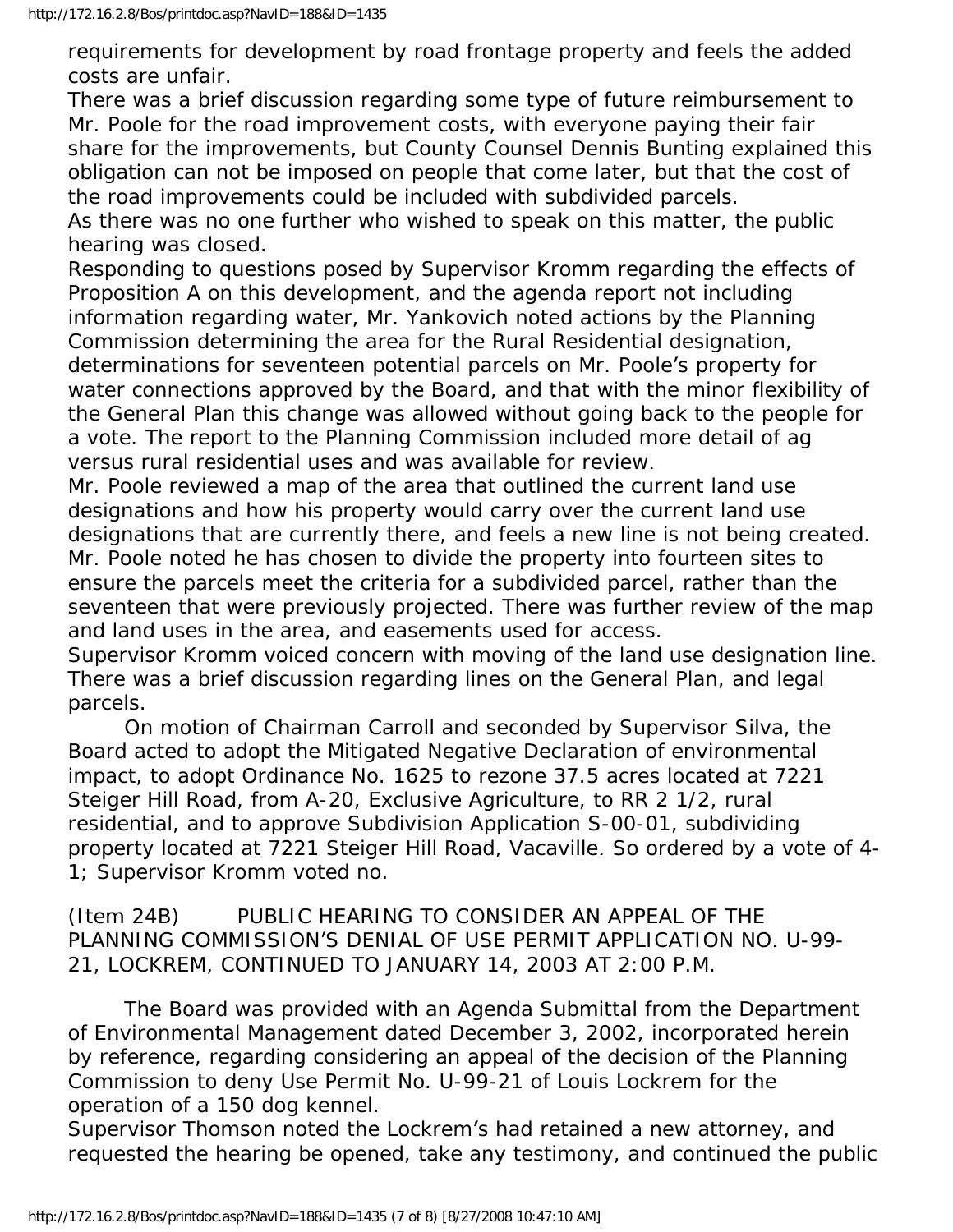requirements for development by road frontage property and feels the added costs are unfair.

There was a brief discussion regarding some type of future reimbursement to Mr. Poole for the road improvement costs, with everyone paying their fair share for the improvements, but County Counsel Dennis Bunting explained this obligation can not be imposed on people that come later, but that the cost of the road improvements could be included with subdivided parcels.

As there was no one further who wished to speak on this matter, the public hearing was closed.

Responding to questions posed by Supervisor Kromm regarding the effects of Proposition A on this development, and the agenda report not including information regarding water, Mr. Yankovich noted actions by the Planning Commission determining the area for the Rural Residential designation, determinations for seventeen potential parcels on Mr. Poole's property for water connections approved by the Board, and that with the minor flexibility of the General Plan this change was allowed without going back to the people for a vote. The report to the Planning Commission included more detail of ag versus rural residential uses and was available for review.

Mr. Poole reviewed a map of the area that outlined the current land use designations and how his property would carry over the current land use designations that are currently there, and feels a new line is not being created. Mr. Poole noted he has chosen to divide the property into fourteen sites to ensure the parcels meet the criteria for a subdivided parcel, rather than the seventeen that were previously projected. There was further review of the map and land uses in the area, and easements used for access.

Supervisor Kromm voiced concern with moving of the land use designation line. There was a brief discussion regarding lines on the General Plan, and legal parcels.

On motion of Chairman Carroll and seconded by Supervisor Silva, the Board acted to adopt the Mitigated Negative Declaration of environmental impact, to adopt Ordinance No. 1625 to rezone 37.5 acres located at 7221 Steiger Hill Road, from A-20, Exclusive Agriculture, to RR 2 1/2, rural residential, and to approve Subdivision Application S-00-01, subdividing property located at 7221 Steiger Hill Road, Vacaville. So ordered by a vote of 4-1; Supervisor Kromm voted no.

(Item 24B) PUBLIC HEARING TO CONSIDER AN APPEAL OF THE PLANNING COMMISSION'S DENIAL OF USE PERMIT APPLICATION NO. U-99-21, LOCKREM, CONTINUED TO JANUARY 14, 2003 AT 2:00 P.M.

The Board was provided with an Agenda Submittal from the Department of Environmental Management dated December 3, 2002, incorporated herein by reference, regarding considering an appeal of the decision of the Planning Commission to deny Use Permit No. U-99-21 of Louis Lockrem for the operation of a 150 dog kennel.

Supervisor Thomson noted the Lockrem's had retained a new attorney, and requested the hearing be opened, take any testimony, and continued the public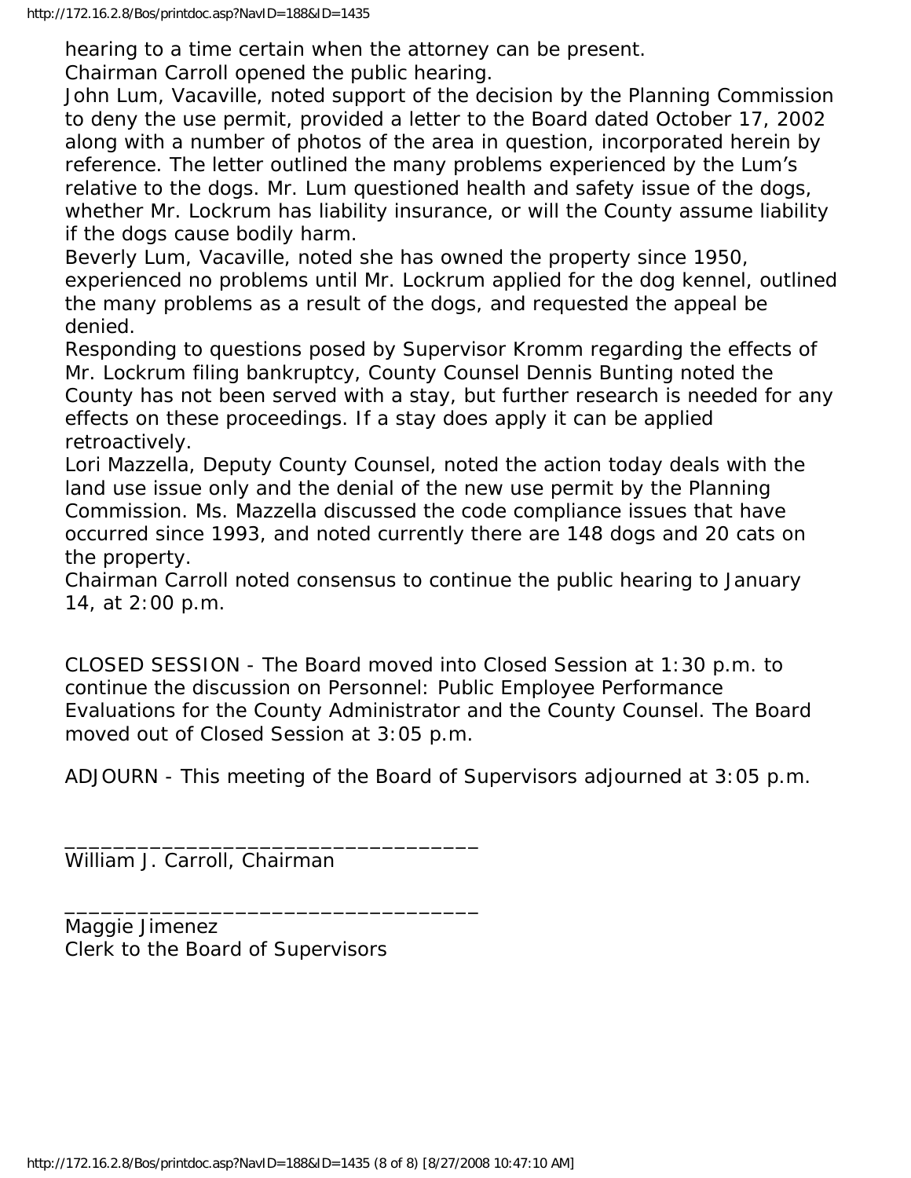hearing to a time certain when the attorney can be present.

Chairman Carroll opened the public hearing.

John Lum, Vacaville, noted support of the decision by the Planning Commission to deny the use permit, provided a letter to the Board dated October 17, 2002 along with a number of photos of the area in question, incorporated herein by reference. The letter outlined the many problems experienced by the Lum's relative to the dogs. Mr. Lum questioned health and safety issue of the dogs, whether Mr. Lockrum has liability insurance, or will the County assume liability if the dogs cause bodily harm.

Beverly Lum, Vacaville, noted she has owned the property since 1950, experienced no problems until Mr. Lockrum applied for the dog kennel, outlined the many problems as a result of the dogs, and requested the appeal be denied.

Responding to questions posed by Supervisor Kromm regarding the effects of Mr. Lockrum filing bankruptcy, County Counsel Dennis Bunting noted the County has not been served with a stay, but further research is needed for any effects on these proceedings. If a stay does apply it can be applied retroactively.

Lori Mazzella, Deputy County Counsel, noted the action today deals with the land use issue only and the denial of the new use permit by the Planning Commission. Ms. Mazzella discussed the code compliance issues that have occurred since 1993, and noted currently there are 148 dogs and 20 cats on the property.

Chairman Carroll noted consensus to continue the public hearing to January 14, at 2:00 p.m.

CLOSED SESSION - The Board moved into Closed Session at 1:30 p.m. to continue the discussion on Personnel: Public Employee Performance Evaluations for the County Administrator and the County Counsel. The Board moved out of Closed Session at 3:05 p.m.

ADJOURN - This meeting of the Board of Supervisors adjourned at 3:05 p.m.

_________________________________
William J. Carroll, Chairman

_________________________________
Maggie Jimenez
Clerk to the Board of Supervisors